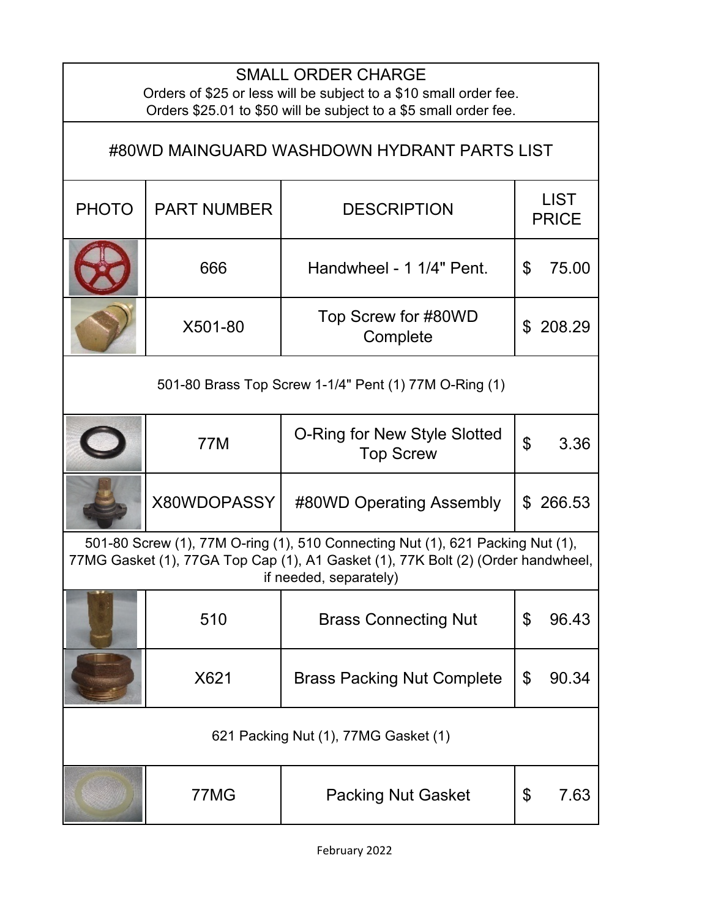## SMALL ORDER CHARGE

Orders of $25 or less will be subject to a $10 small order fee.
Orders $25.01 to $50 will be subject to a $5 small order fee.

## #80WD MAINGUARD WASHDOWN HYDRANT PARTS LIST

| PHOTO | PART NUMBER | DESCRIPTION | LIST PRICE |
| --- | --- | --- | --- |
| | 666 | Handwheel - 1 1/4" Pent. | $ 75.00 |
| | X501-80 | Top Screw for #80WD Complete | $ 208.29 |
| 501-80 Brass Top Screw 1-1/4" Pent (1) 77M O-Ring (1) | | | |
| | 77M | O-Ring for New Style Slotted Top Screw | $ 3.36 |
| | X80WDOPASSY | #80WD Operating Assembly | $ 266.53 |
| 501-80 Screw (1), 77M O-ring (1), 510 Connecting Nut (1), 621 Packing Nut (1), 77MG Gasket (1), 77GA Top Cap (1), A1 Gasket (1), 77K Bolt (2) (Order handwheel, if needed, separately) | | | |
| | 510 | Brass Connecting Nut | $ 96.43 |
| | X621 | Brass Packing Nut Complete | $ 90.34 |
| 621 Packing Nut (1), 77MG Gasket (1) | | | |
| | 77MG | Packing Nut Gasket | $ 7.63 |

February 2022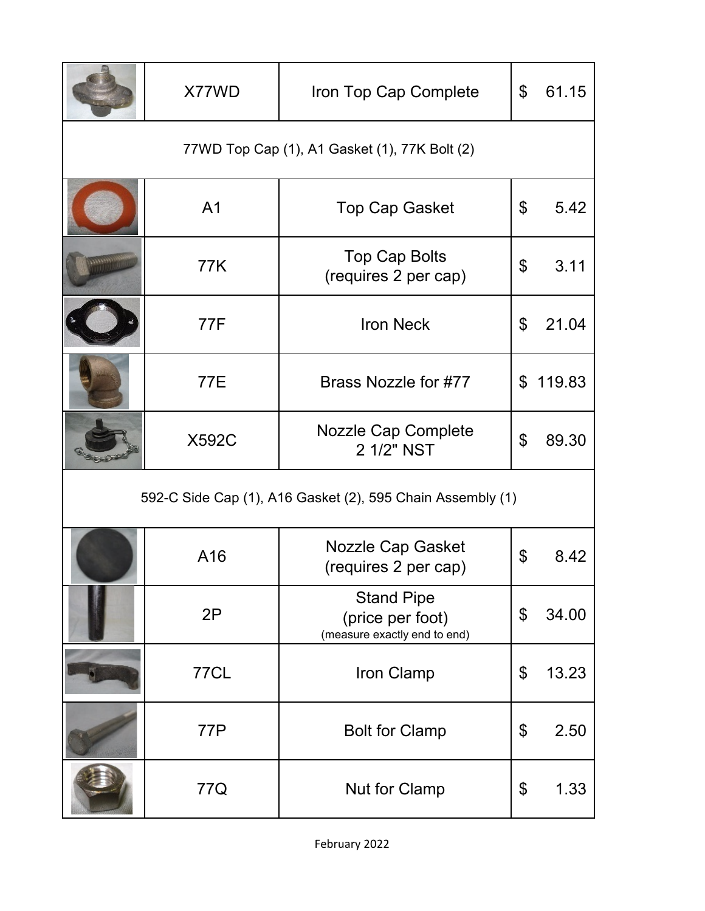| | Part No. | Description | Price |
|---|---|---|---|
| | X77WD | Iron Top Cap Complete | $ 61.15 |
| 77WD Top Cap (1), A1 Gasket (1), 77K Bolt (2) | | | |
| | A1 | Top Cap Gasket | $ 5.42 |
| | 77K | Top Cap Bolts (requires 2 per cap) | $ 3.11 |
| | 77F | Iron Neck | $ 21.04 |
| | 77E | Brass Nozzle for #77 | $ 119.83 |
| | X592C | Nozzle Cap Complete 2 1/2" NST | $ 89.30 |
| 592-C Side Cap (1), A16 Gasket (2), 595 Chain Assembly (1) | | | |
| | A16 | Nozzle Cap Gasket (requires 2 per cap) | $ 8.42 |
| | 2P | Stand Pipe (price per foot) (measure exactly end to end) | $ 34.00 |
| | 77CL | Iron Clamp | $ 13.23 |
| | 77P | Bolt for Clamp | $ 2.50 |
| | 77Q | Nut for Clamp | $ 1.33 |

February 2022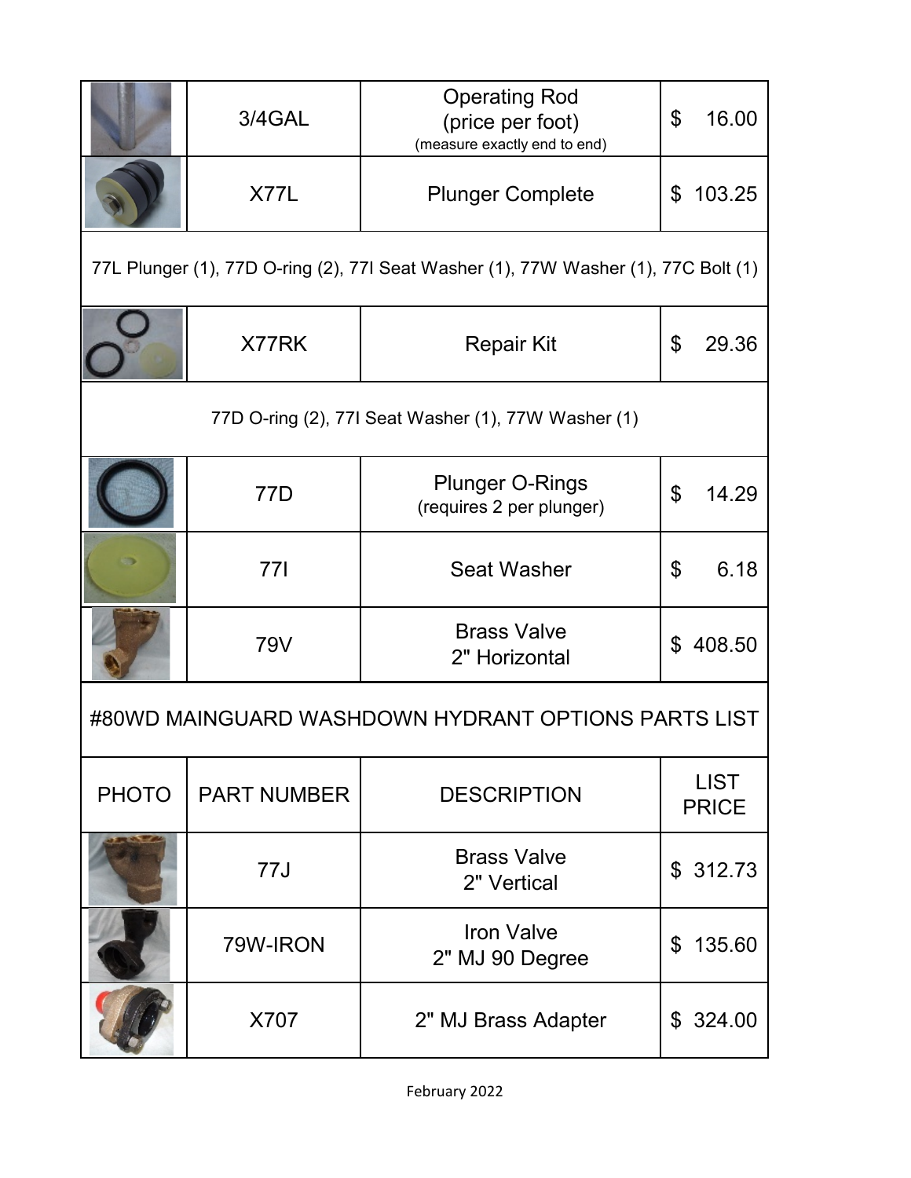| | 3/4GAL | Operating Rod (price per foot) (measure exactly end to end) | $ 16.00 |
|---|---|---|---|
| | X77L | Plunger Complete | $ 103.25 |
| 77L Plunger (1), 77D O-ring (2), 77I Seat Washer (1), 77W Washer (1), 77C Bolt (1) | | | |
| | X77RK | Repair Kit | $ 29.36 |
| 77D O-ring (2), 77I Seat Washer (1), 77W Washer (1) | | | |
| | 77D | Plunger O-Rings (requires 2 per plunger) | $ 14.29 |
| | 77I | Seat Washer | $ 6.18 |
| | 79V | Brass Valve 2" Horizontal | $ 408.50 |

## #80WD MAINGUARD WASHDOWN HYDRANT OPTIONS PARTS LIST

| PHOTO | PART NUMBER | DESCRIPTION | LIST PRICE |
|---|---|---|---|
| | 77J | Brass Valve 2" Vertical | $ 312.73 |
| | 79W-IRON | Iron Valve 2" MJ 90 Degree | $ 135.60 |
| | X707 | 2" MJ Brass Adapter | $ 324.00 |

February 2022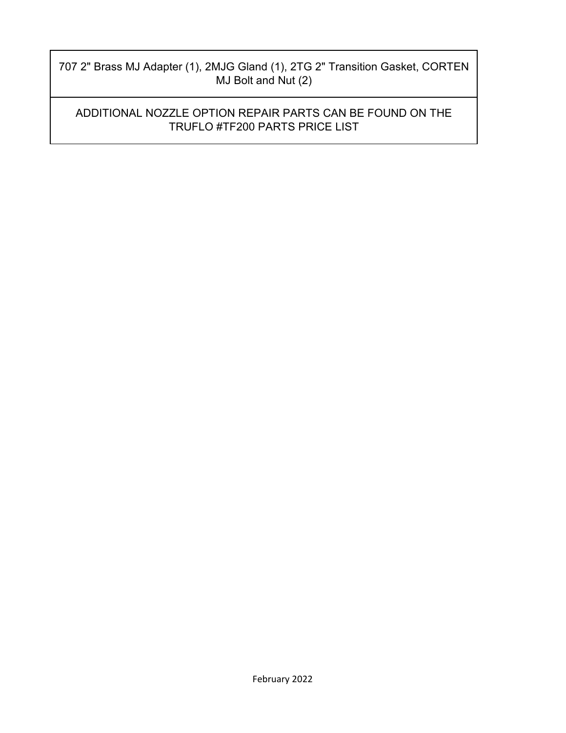| |
|---|
| 707 2" Brass MJ Adapter (1), 2MJG Gland (1), 2TG 2" Transition Gasket, CORTEN MJ Bolt and Nut (2) |
| ADDITIONAL NOZZLE OPTION REPAIR PARTS CAN BE FOUND ON THE TRUFLO #TF200 PARTS PRICE LIST |

February 2022